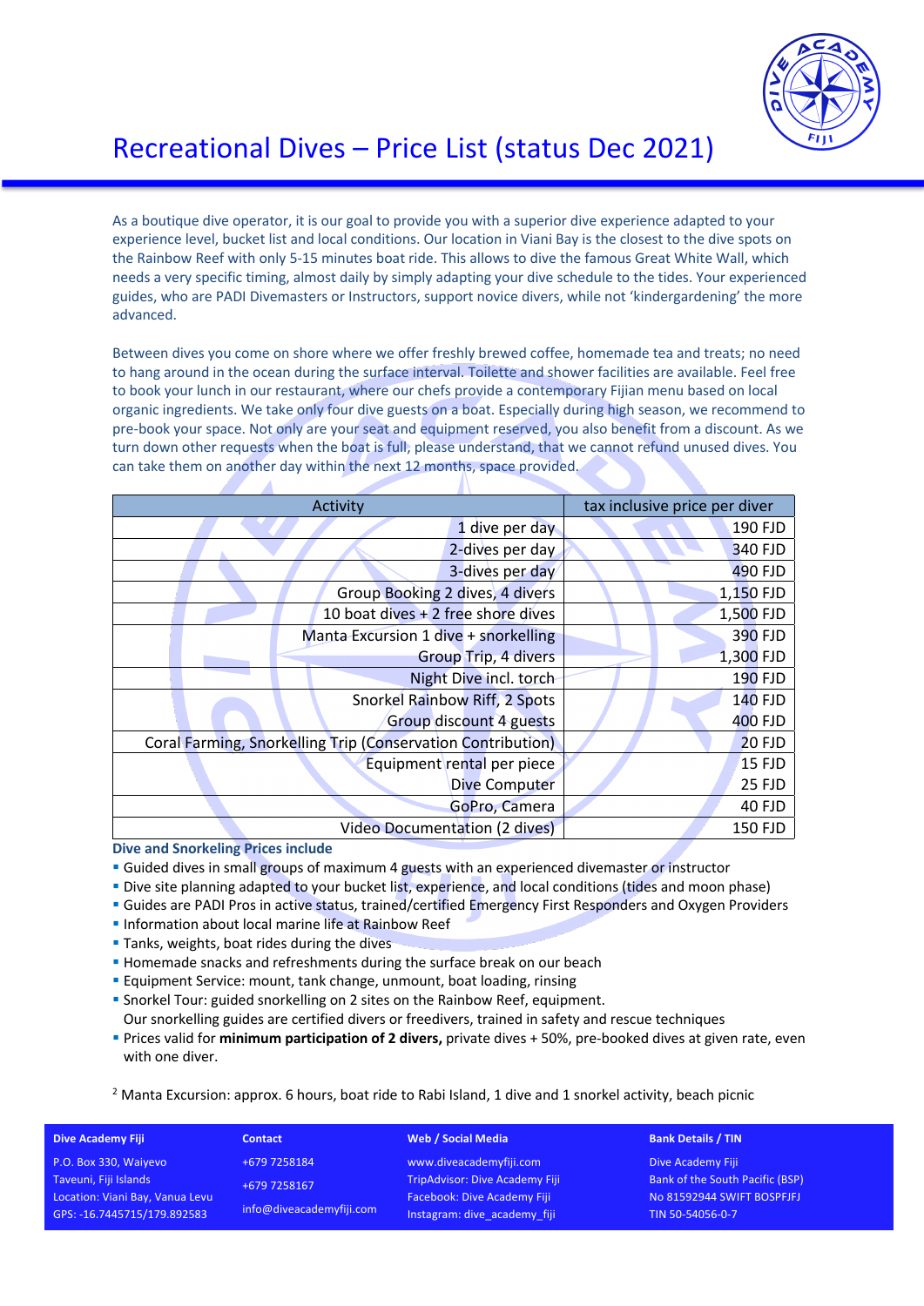# Recreational Dives – Price List (status Dec 2021)

As a boutique dive operator, it is our goal to provide you with a superior dive experience adapted to your experience level, bucket list and local conditions. Our location in Viani Bay is the closest to the dive spots on the Rainbow Reef with only 5-15 minutes boat ride. This allows to dive the famous Great White Wall, which needs a very specific timing, almost daily by simply adapting your dive schedule to the tides. Your experienced guides, who are PADI Divemasters or Instructors, support novice divers, while not 'kindergardening' the more advanced.

Between dives you come on shore where we offer freshly brewed coffee, homemade tea and treats; no need to hang around in the ocean during the surface interval. Toilette and shower facilities are available. Feel free to book your lunch in our restaurant, where our chefs provide a contemporary Fijian menu based on local organic ingredients. We take only four dive guests on a boat. Especially during high season, we recommend to pre-book your space. Not only are your seat and equipment reserved, you also benefit from a discount. As we turn down other requests when the boat is full, please understand, that we cannot refund unused dives. You can take them on another day within the next 12 months, space provided.

| Activity | tax inclusive price per diver |
|---|---|
| 1 dive per day | 190 FJD |
| 2-dives per day | 340 FJD |
| 3-dives per day | 490 FJD |
| Group Booking 2 dives, 4 divers | 1,150 FJD |
| 10 boat dives + 2 free shore dives | 1,500 FJD |
| Manta Excursion 1 dive + snorkelling | 390 FJD |
| Group Trip, 4 divers | 1,300 FJD |
| Night Dive incl. torch | 190 FJD |
| Snorkel Rainbow Riff, 2 Spots | 140 FJD |
| Group discount 4 guests | 400 FJD |
| Coral Farming, Snorkelling Trip (Conservation Contribution) | 20 FJD |
| Equipment rental per piece | 15 FJD |
| Dive Computer | 25 FJD |
| GoPro, Camera | 40 FJD |
| Video Documentation (2 dives) | 150 FJD |

**Dive and Snorkeling Prices include**

- Guided dives in small groups of maximum 4 guests with an experienced divemaster or instructor
- Dive site planning adapted to your bucket list, experience, and local conditions (tides and moon phase)
- Guides are PADI Pros in active status, trained/certified Emergency First Responders and Oxygen Providers
- Information about local marine life at Rainbow Reef
- Tanks, weights, boat rides during the dives
- Homemade snacks and refreshments during the surface break on our beach
- Equipment Service: mount, tank change, unmount, boat loading, rinsing
- Snorkel Tour: guided snorkelling on 2 sites on the Rainbow Reef, equipment.
  Our snorkelling guides are certified divers or freedivers, trained in safety and rescue techniques
- Prices valid for **minimum participation of 2 divers,** private dives + 50%, pre-booked dives at given rate, even with one diver.

[2] Manta Excursion: approx. 6 hours, boat ride to Rabi Island, 1 dive and 1 snorkel activity, beach picnic

**Dive Academy Fiji**
P.O. Box 330, Waiyevo
Taveuni, Fiji Islands
Location: Viani Bay, Vanua Levu
GPS: -16.7445715/179.892583

**Contact**
+679 7258184
+679 7258167
info@diveacademyfiji.com

**Web / Social Media**
www.diveacademyfiji.com
TripAdvisor: Dive Academy Fiji
Facebook: Dive Academy Fiji
Instagram: dive_academy_fiji

**Bank Details / TIN**
Dive Academy Fiji
Bank of the South Pacific (BSP)
No 81592944 SWIFT BOSPFJFJ
TIN 50-54056-0-7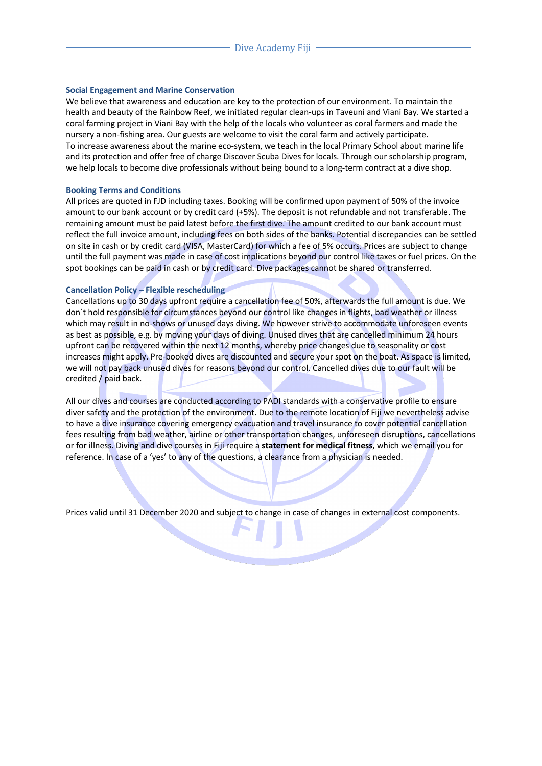### Social Engagement and Marine Conservation

We believe that awareness and education are key to the protection of our environment. To maintain the health and beauty of the Rainbow Reef, we initiated regular clean-ups in Taveuni and Viani Bay. We started a coral farming project in Viani Bay with the help of the locals who volunteer as coral farmers and made the nursery a non-fishing area. Our guests are welcome to visit the coral farm and actively participate.
To increase awareness about the marine eco-system, we teach in the local Primary School about marine life and its protection and offer free of charge Discover Scuba Dives for locals. Through our scholarship program, we help locals to become dive professionals without being bound to a long-term contract at a dive shop.

### Booking Terms and Conditions

All prices are quoted in FJD including taxes. Booking will be confirmed upon payment of 50% of the invoice amount to our bank account or by credit card (+5%). The deposit is not refundable and not transferable. The remaining amount must be paid latest before the first dive. The amount credited to our bank account must reflect the full invoice amount, including fees on both sides of the banks. Potential discrepancies can be settled on site in cash or by credit card (VISA, MasterCard) for which a fee of 5% occurs. Prices are subject to change until the full payment was made in case of cost implications beyond our control like taxes or fuel prices. On the spot bookings can be paid in cash or by credit card. Dive packages cannot be shared or transferred.

### Cancellation Policy – Flexible rescheduling

Cancellations up to 30 days upfront require a cancellation fee of 50%, afterwards the full amount is due. We don´t hold responsible for circumstances beyond our control like changes in flights, bad weather or illness which may result in no-shows or unused days diving. We however strive to accommodate unforeseen events as best as possible, e.g. by moving your days of diving. Unused dives that are cancelled minimum 24 hours upfront can be recovered within the next 12 months, whereby price changes due to seasonality or cost increases might apply. Pre-booked dives are discounted and secure your spot on the boat. As space is limited, we will not pay back unused dives for reasons beyond our control. Cancelled dives due to our fault will be credited / paid back.

All our dives and courses are conducted according to PADI standards with a conservative profile to ensure diver safety and the protection of the environment. Due to the remote location of Fiji we nevertheless advise to have a dive insurance covering emergency evacuation and travel insurance to cover potential cancellation fees resulting from bad weather, airline or other transportation changes, unforeseen disruptions, cancellations or for illness. Diving and dive courses in Fiji require a **statement for medical fitness**, which we email you for reference. In case of a 'yes' to any of the questions, a clearance from a physician is needed.

Prices valid until 31 December 2020 and subject to change in case of changes in external cost components.